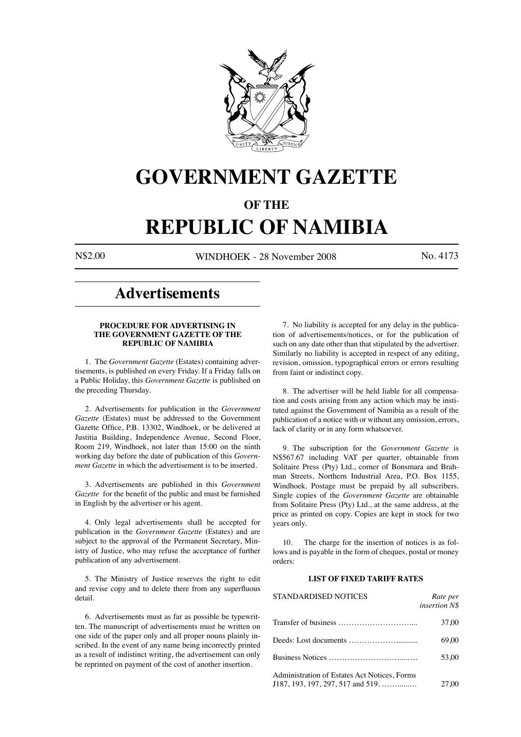# GOVERNMENT GAZETTE

## OF THE

# REPUBLIC OF NAMIBIA

N$2.00 WINDHOEK - 28 November 2008 No. 4173

# Advertisements

### PROCEDURE FOR ADVERTISING IN THE GOVERNMENT GAZETTE OF THE REPUBLIC OF NAMIBIA

1. The *Government Gazette* (Estates) containing advertisements, is published on every Friday. If a Friday falls on a Public Holiday, this *Government Gazette* is published on the preceding Thursday.

2. Advertisements for publication in the *Government Gazette* (Estates) must be addressed to the Government Gazette Office, P.B. 13302, Windhoek, or be delivered at Justitia Building, Independence Avenue, Second Floor, Room 219, Windhoek, not later than 15:00 on the ninth working day before the date of publication of this *Government Gazette* in which the advertisement is to be inserted.

3. Advertisements are published in this *Government Gazette* for the benefit of the public and must be furnished in English by the advertiser or his agent.

4. Only legal advertisements shall be accepted for publication in the *Government Gazette* (Estates) and are subject to the approval of the Permanent Secretary, Ministry of Justice, who may refuse the acceptance of further publication of any advertisement.

5. The Ministry of Justice reserves the right to edit and revise copy and to delete there from any superfluous detail.

6. Advertisements must as far as possible be typewritten. The manuscript of advertisements must be written on one side of the paper only and all proper nouns plainly inscribed. In the event of any name being incorrectly printed as a result of indistinct writing, the advertisement can only be reprinted on payment of the cost of another insertion.

7. No liability is accepted for any delay in the publication of advertisements/notices, or for the publication of such on any date other than that stipulated by the advertiser. Similarly no liability is accepted in respect of any editing, revision, omission, typographical errors or errors resulting from faint or indistinct copy.

8. The advertiser will be held liable for all compensation and costs arising from any action which may be instituted against the Government of Namibia as a result of the publication of a notice with or without any omission, errors, lack of clarity or in any form whatsoever.

9. The subscription for the *Government Gazette* is N$567.67 including VAT per quarter, obtainable from Solitaire Press (Pty) Ltd., corner of Bonsmara and Brahman Streets, Northern Industrial Area, P.O. Box 1155, Windhoek. Postage must be prepaid by all subscribers. Single copies of the *Government Gazette* are obtainable from Solitaire Press (Pty) Ltd., at the same address, at the price as printed on copy. Copies are kept in stock for two years only.

10. The charge for the insertion of notices is as follows and is payable in the form of cheques, postal or money orders:

### LIST OF FIXED TARIFF RATES

| STANDARDISED NOTICES | *Rate per insertion N$* |
|---|---|
| Transfer of business ……………………….... | 37,00 |
| Deeds: Lost documents ……………….......... | 69,00 |
| Business Notices …………………………..… | 53,00 |
| Administration of Estates Act Notices, Forms J187, 193, 197, 297, 517 and 519. ……......… | 27,00 |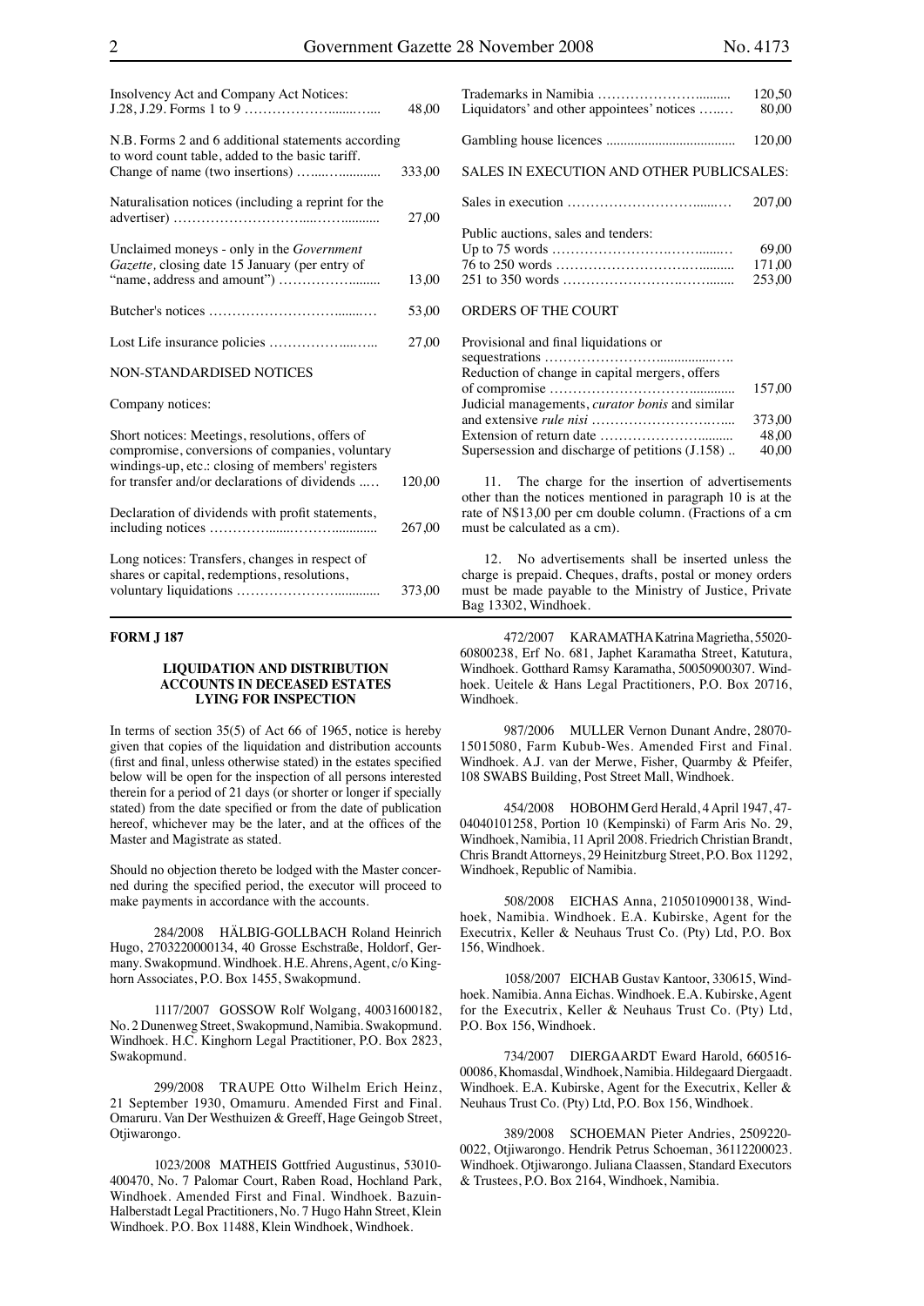| | |
|---|---|
| Insolvency Act and Company Act Notices: J.28, J.29. Forms 1 to 9 | 48,00 |
| N.B. Forms 2 and 6 additional statements according to word count table, added to the basic tariff. | |
| Change of name (two insertions) | 333,00 |
| Naturalisation notices (including a reprint for the advertiser) | 27,00 |
| Unclaimed moneys - only in the *Government Gazette,* closing date 15 January (per entry of "name, address and amount") | 13,00 |
| Butcher's notices | 53,00 |
| Lost Life insurance policies | 27,00 |

NON-STANDARDISED NOTICES

Company notices:

| | |
|---|---|
| Short notices: Meetings, resolutions, offers of compromise, conversions of companies, voluntary windings-up, etc.: closing of members' registers for transfer and/or declarations of dividends | 120,00 |
| Declaration of dividends with profit statements, including notices | 267,00 |
| Long notices: Transfers, changes in respect of shares or capital, redemptions, resolutions, voluntary liquidations | 373,00 |

| | |
|---|---|
| Trademarks in Namibia | 120,50 |
| Liquidators' and other appointees' notices | 80,00 |
| Gambling house licences | 120,00 |

SALES IN EXECUTION AND OTHER PUBLICSALES:

| | |
|---|---|
| Sales in execution | 207,00 |
| Public auctions, sales and tenders: | |
| Up to 75 words | 69,00 |
| 76 to 250 words | 171,00 |
| 251 to 350 words | 253,00 |

ORDERS OF THE COURT

| | |
|---|---|
| Provisional and final liquidations or sequestrations | |
| Reduction of change in capital mergers, offers of compromise | 157,00 |
| Judicial managements, *curator bonis* and similar and extensive *rule nisi* | 373,00 |
| Extension of return date | 48,00 |
| Supersession and discharge of petitions (J.158) | 40,00 |

11. The charge for the insertion of advertisements other than the notices mentioned in paragraph 10 is at the rate of N$13,00 per cm double column. (Fractions of a cm must be calculated as a cm).

12. No advertisements shall be inserted unless the charge is prepaid. Cheques, drafts, postal or money orders must be made payable to the Ministry of Justice, Private Bag 13302, Windhoek.

**FORM J 187**

### LIQUIDATION AND DISTRIBUTION ACCOUNTS IN DECEASED ESTATES LYING FOR INSPECTION

In terms of section 35(5) of Act 66 of 1965, notice is hereby given that copies of the liquidation and distribution accounts (first and final, unless otherwise stated) in the estates specified below will be open for the inspection of all persons interested therein for a period of 21 days (or shorter or longer if specially stated) from the date specified or from the date of publication hereof, whichever may be the later, and at the offices of the Master and Magistrate as stated.

Should no objection thereto be lodged with the Master concerned during the specified period, the executor will proceed to make payments in accordance with the accounts.

284/2008 HÄLBIG-GOLLBACH Roland Heinrich Hugo, 2703220000134, 40 Grosse Eschstraße, Holdorf, Germany. Swakopmund. Windhoek. H.E. Ahrens, Agent, c/o Kinghorn Associates, P.O. Box 1455, Swakopmund.

1117/2007 GOSSOW Rolf Wolgang, 40031600182, No. 2 Dunenweg Street, Swakopmund, Namibia. Swakopmund. Windhoek. H.C. Kinghorn Legal Practitioner, P.O. Box 2823, Swakopmund.

299/2008 TRAUPE Otto Wilhelm Erich Heinz, 21 September 1930, Omamuru. Amended First and Final. Omaruru. Van Der Westhuizen & Greeff, Hage Geingob Street, Otjiwarongo.

1023/2008 MATHEIS Gottfried Augustinus, 53010-400470, No. 7 Palomar Court, Raben Road, Hochland Park, Windhoek. Amended First and Final. Windhoek. Bazuin-Halberstadt Legal Practitioners, No. 7 Hugo Hahn Street, Klein Windhoek. P.O. Box 11488, Klein Windhoek, Windhoek.

472/2007 KARAMATHA Katrina Magrietha, 55020-60800238, Erf No. 681, Japhet Karamatha Street, Katutura, Windhoek. Gotthard Ramsy Karamatha, 50050900307. Windhoek. Ueitele & Hans Legal Practitioners, P.O. Box 20716, Windhoek.

987/2006 MULLER Vernon Dunant Andre, 28070-15015080, Farm Kubub-Wes. Amended First and Final. Windhoek. A.J. van der Merwe, Fisher, Quarmby & Pfeifer, 108 SWABS Building, Post Street Mall, Windhoek.

454/2008 HOBOHM Gerd Herald, 4 April 1947, 47-04040101258, Portion 10 (Kempinski) of Farm Aris No. 29, Windhoek, Namibia, 11 April 2008. Friedrich Christian Brandt, Chris Brandt Attorneys, 29 Heinitzburg Street, P.O. Box 11292, Windhoek, Republic of Namibia.

508/2008 EICHAS Anna, 2105010900138, Windhoek, Namibia. Windhoek. E.A. Kubirske, Agent for the Executrix, Keller & Neuhaus Trust Co. (Pty) Ltd, P.O. Box 156, Windhoek.

1058/2007 EICHAB Gustav Kantoor, 330615, Windhoek. Namibia. Anna Eichas. Windhoek. E.A. Kubirske, Agent for the Executrix, Keller & Neuhaus Trust Co. (Pty) Ltd, P.O. Box 156, Windhoek.

734/2007 DIERGAARDT Eward Harold, 660516-00086, Khomasdal, Windhoek, Namibia. Hildegaard Diergaadt. Windhoek. E.A. Kubirske, Agent for the Executrix, Keller & Neuhaus Trust Co. (Pty) Ltd, P.O. Box 156, Windhoek.

389/2008 SCHOEMAN Pieter Andries, 2509220-0022, Otjiwarongo. Hendrik Petrus Schoeman, 36112200023. Windhoek. Otjiwarongo. Juliana Claassen, Standard Executors & Trustees, P.O. Box 2164, Windhoek, Namibia.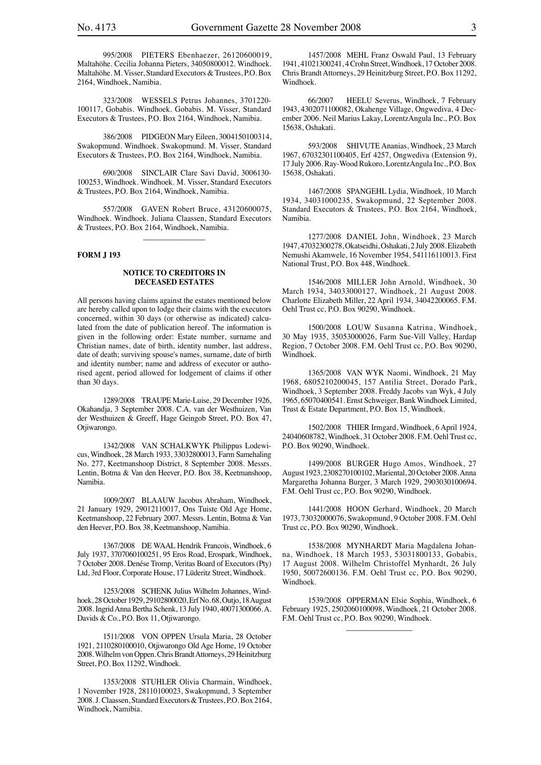995/2008 PIETERS Ebenhaezer, 26120600019, Maltahöhe. Cecilia Johanna Pieters, 34050800012. Windhoek. Maltahöhe. M. Visser, Standard Executors & Trustees, P.O. Box 2164, Windhoek, Namibia.

323/2008 WESSELS Petrus Johannes, 3701220-100117, Gobabis. Windhoek. Gobabis. M. Visser, Standard Executors & Trustees, P.O. Box 2164, Windhoek, Namibia.

386/2008 PIDGEON Mary Eileen, 3004150100314, Swakopmund. Windhoek. Swakopmund. M. Visser, Standard Executors & Trustees, P.O. Box 2164, Windhoek, Namibia.

690/2008 SINCLAIR Clare Savi David, 3006130-100253, Windhoek. Windhoek. M. Visser, Standard Executors & Trustees, P.O. Box 2164, Windhoek, Namibia.

557/2008 GAVEN Robert Bruce, 43120600075, Windhoek. Windhoek. Juliana Claassen, Standard Executors & Trustees, P.O. Box 2164, Windhoek, Namibia.

---

**FORM J 193**

### NOTICE TO CREDITORS IN DECEASED ESTATES

All persons having claims against the estates mentioned below are hereby called upon to lodge their claims with the executors concerned, within 30 days (or otherwise as indicated) calculated from the date of publication hereof. The information is given in the following order: Estate number, surname and Christian names, date of birth, identity number, last address, date of death; surviving spouse's names, surname, date of birth and identity number; name and address of executor or authorised agent, period allowed for lodgement of claims if other than 30 days.

1289/2008 TRAUPE Marie-Luise, 29 December 1926, Okahandja, 3 September 2008. C.A. van der Westhuizen, Van der Westhuizen & Greeff, Hage Geingob Street, P.O. Box 47, Otjiwarongo.

1342/2008 VAN SCHALKWYK Philippus Lodewicus, Windhoek, 28 March 1933, 33032800013, Farm Samehaling No. 277, Keetmanshoop District, 8 September 2008. Messrs. Lentin, Botma & Van den Heever, P.O. Box 38, Keetmanshoop, Namibia.

1009/2007 BLAAUW Jacobus Abraham, Windhoek, 21 January 1929, 29012110017, Ons Tuiste Old Age Home, Keetmanshoop, 22 February 2007. Messrs. Lentin, Botma & Van den Heever, P.O. Box 38, Keetmanshoop, Namibia.

1367/2008 DE WAAL Hendrik Francois, Windhoek, 6 July 1937, 3707060100251, 95 Eros Road, Erospark, Windhoek, 7 October 2008. Denése Tromp, Veritas Board of Executors (Pty) Ltd, 3rd Floor, Corporate House, 17 Lüderitz Street, Windhoek.

1253/2008 SCHENK Julius Wilhelm Johannes, Windhoek, 28 October 1929, 29102800020, Erf No. 68, Outjo, 18 August 2008. Ingrid Anna Bertha Schenk, 13 July 1940, 40071300066. A. Davids & Co., P.O. Box 11, Otjiwarongo.

1511/2008 VON OPPEN Ursula Maria, 28 October 1921, 2110280100010, Otjiwarongo Old Age Home, 19 October 2008. Wilhelm von Oppen. Chris Brandt Attorneys, 29 Heinitzburg Street, P.O. Box 11292, Windhoek.

1353/2008 STUHLER Olivia Charmain, Windhoek, 1 November 1928, 28110100023, Swakopmund, 3 September 2008. J. Claassen, Standard Executors & Trustees, P.O. Box 2164, Windhoek, Namibia.

1457/2008 MEHL Franz Oswald Paul, 13 February 1941, 41021300241, 4 Crohn Street, Windhoek, 17 October 2008. Chris Brandt Attorneys, 29 Heinitzburg Street, P.O. Box 11292, Windhoek.

66/2007 HEELU Severus, Windhoek, 7 February 1943, 4302071100082, Okahenge Village, Ongwediva, 4 December 2006. Neil Marius Lakay, LorentzAngula Inc., P.O. Box 15638, Oshakati.

593/2008 SHIVUTE Ananias, Windhoek, 23 March 1967, 67032301100405, Erf 4257, Ongwediva (Extension 9), 17 July 2006. Ray-Wood Rukoro, LorentzAngula Inc., P.O. Box 15638, Oshakati.

1467/2008 SPANGEHL Lydia, Windhoek, 10 March 1934, 34031000235, Swakopmund, 22 September 2008. Standard Executors & Trustees, P.O. Box 2164, Windhoek, Namibia.

1277/2008 DANIEL John, Windhoek, 23 March 1947, 47032300278, Okatseidhi, Oshakati, 2 July 2008. Elizabeth Nemushi Akamwele, 16 November 1954, 541116110013. First National Trust, P.O. Box 448, Windhoek.

1546/2008 MILLER John Arnold, Windhoek, 30 March 1934, 34033000127, Windhoek, 21 August 2008. Charlotte Elizabeth Miller, 22 April 1934, 34042200065. F.M. Oehl Trust cc, P.O. Box 90290, Windhoek.

1500/2008 LOUW Susanna Katrina, Windhoek, 30 May 1935, 35053000026, Farm Sue-Vill Valley, Hardap Region, 7 October 2008. F.M. Oehl Trust cc, P.O. Box 90290, Windhoek.

1365/2008 VAN WYK Naomi, Windhoek, 21 May 1968, 6805210200045, 157 Antilia Street, Dorado Park, Windhoek, 3 September 2008. Freddy Jacobs van Wyk, 4 July 1965, 65070400541. Ernst Schweiger, Bank Windhoek Limited, Trust & Estate Department, P.O. Box 15, Windhoek.

1502/2008 THIER Irmgard, Windhoek, 6 April 1924, 24040608782, Windhoek, 31 October 2008. F.M. Oehl Trust cc, P.O. Box 90290, Windhoek.

1499/2008 BURGER Hugo Amos, Windhoek, 27 August 1923, 2308270100102, Mariental, 20 October 2008. Anna Margaretha Johanna Burger, 3 March 1929, 2903030100694. F.M. Oehl Trust cc, P.O. Box 90290, Windhoek.

1441/2008 HOON Gerhard, Windhoek, 20 March 1973, 73032000076, Swakopmund, 9 October 2008. F.M. Oehl Trust cc, P.O. Box 90290, Windhoek.

1538/2008 MYNHARDT Maria Magdalena Johanna, Windhoek, 18 March 1953, 53031800133, Gobabis, 17 August 2008. Wilhelm Christoffel Mynhardt, 26 July 1950, 50072600136. F.M. Oehl Trust cc, P.O. Box 90290, Windhoek.

1539/2008 OPPERMAN Elsie Sophia, Windhoek, 6 February 1925, 2502060100098, Windhoek, 21 October 2008. F.M. Oehl Trust cc, P.O. Box 90290, Windhoek.

---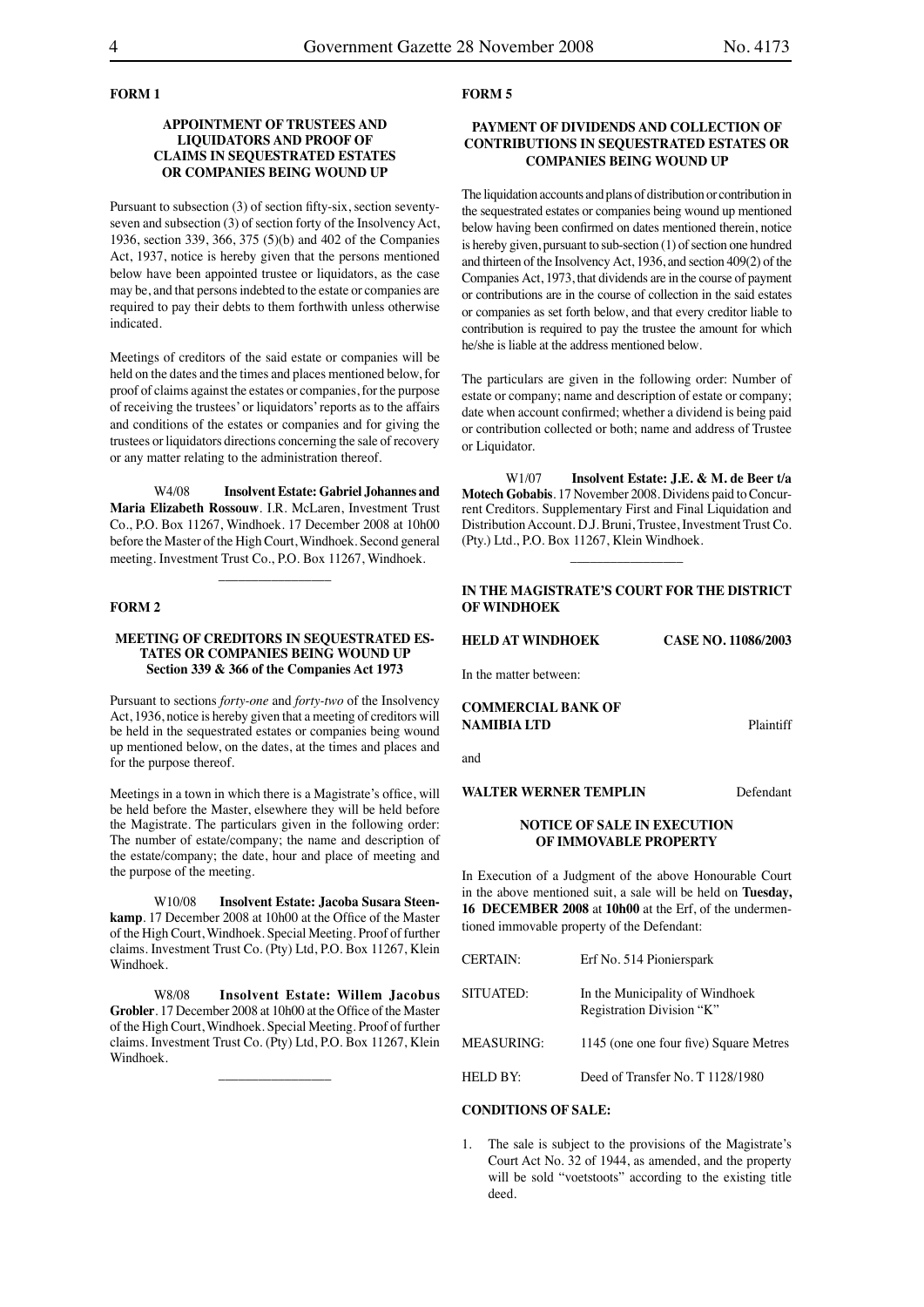**FORM 1**

**APPOINTMENT OF TRUSTEES AND LIQUIDATORS AND PROOF OF CLAIMS IN SEQUESTRATED ESTATES OR COMPANIES BEING WOUND UP**

Pursuant to subsection (3) of section fifty-six, section seventy-seven and subsection (3) of section forty of the Insolvency Act, 1936, section 339, 366, 375 (5)(b) and 402 of the Companies Act, 1937, notice is hereby given that the persons mentioned below have been appointed trustee or liquidators, as the case may be, and that persons indebted to the estate or companies are required to pay their debts to them forthwith unless otherwise indicated.

Meetings of creditors of the said estate or companies will be held on the dates and the times and places mentioned below, for proof of claims against the estates or companies, for the purpose of receiving the trustees' or liquidators' reports as to the affairs and conditions of the estates or companies and for giving the trustees or liquidators directions concerning the sale of recovery or any matter relating to the administration thereof.

W4/08 **Insolvent Estate: Gabriel Johannes and Maria Elizabeth Rossouw**. I.R. McLaren, Investment Trust Co., P.O. Box 11267, Windhoek. 17 December 2008 at 10h00 before the Master of the High Court, Windhoek. Second general meeting. Investment Trust Co., P.O. Box 11267, Windhoek.

---

**FORM 2**

**MEETING OF CREDITORS IN SEQUESTRATED ESTATES OR COMPANIES BEING WOUND UP Section 339 & 366 of the Companies Act 1973**

Pursuant to sections *forty-one* and *forty-two* of the Insolvency Act, 1936, notice is hereby given that a meeting of creditors will be held in the sequestrated estates or companies being wound up mentioned below, on the dates, at the times and places and for the purpose thereof.

Meetings in a town in which there is a Magistrate's office, will be held before the Master, elsewhere they will be held before the Magistrate. The particulars given in the following order: The number of estate/company; the name and description of the estate/company; the date, hour and place of meeting and the purpose of the meeting.

W10/08 **Insolvent Estate: Jacoba Susara Steenkamp**. 17 December 2008 at 10h00 at the Office of the Master of the High Court, Windhoek. Special Meeting. Proof of further claims. Investment Trust Co. (Pty) Ltd, P.O. Box 11267, Klein Windhoek.

W8/08 **Insolvent Estate: Willem Jacobus Grobler**. 17 December 2008 at 10h00 at the Office of the Master of the High Court, Windhoek. Special Meeting. Proof of further claims. Investment Trust Co. (Pty) Ltd, P.O. Box 11267, Klein Windhoek.

---

**FORM 5**

**PAYMENT OF DIVIDENDS AND COLLECTION OF CONTRIBUTIONS IN SEQUESTRATED ESTATES OR COMPANIES BEING WOUND UP**

The liquidation accounts and plans of distribution or contribution in the sequestrated estates or companies being wound up mentioned below having been confirmed on dates mentioned therein, notice is hereby given, pursuant to sub-section (1) of section one hundred and thirteen of the Insolvency Act, 1936, and section 409(2) of the Companies Act, 1973, that dividends are in the course of payment or contributions are in the course of collection in the said estates or companies as set forth below, and that every creditor liable to contribution is required to pay the trustee the amount for which he/she is liable at the address mentioned below.

The particulars are given in the following order: Number of estate or company; name and description of estate or company; date when account confirmed; whether a dividend is being paid or contribution collected or both; name and address of Trustee or Liquidator.

W1/07 **Insolvent Estate: J.E. & M. de Beer t/a Motech Gobabis**. 17 November 2008. Dividens paid to Concurrent Creditors. Supplementary First and Final Liquidation and Distribution Account. D.J. Bruni, Trustee, Investment Trust Co. (Pty.) Ltd., P.O. Box 11267, Klein Windhoek.

---

**IN THE MAGISTRATE'S COURT FOR THE DISTRICT OF WINDHOEK**

**HELD AT WINDHOEK** **CASE NO. 11086/2003**

In the matter between:

**COMMERCIAL BANK OF NAMIBIA LTD** Plaintiff

and

**WALTER WERNER TEMPLIN** Defendant

**NOTICE OF SALE IN EXECUTION OF IMMOVABLE PROPERTY**

In Execution of a Judgment of the above Honourable Court in the above mentioned suit, a sale will be held on **Tuesday, 16 DECEMBER 2008** at **10h00** at the Erf, of the undermentioned immovable property of the Defendant:

| | |
|---|---|
| CERTAIN: | Erf No. 514 Pionierspark |
| SITUATED: | In the Municipality of Windhoek Registration Division "K" |
| MEASURING: | 1145 (one one four five) Square Metres |
| HELD BY: | Deed of Transfer No. T 1128/1980 |

**CONDITIONS OF SALE:**

1. The sale is subject to the provisions of the Magistrate's Court Act No. 32 of 1944, as amended, and the property will be sold "voetstoots" according to the existing title deed.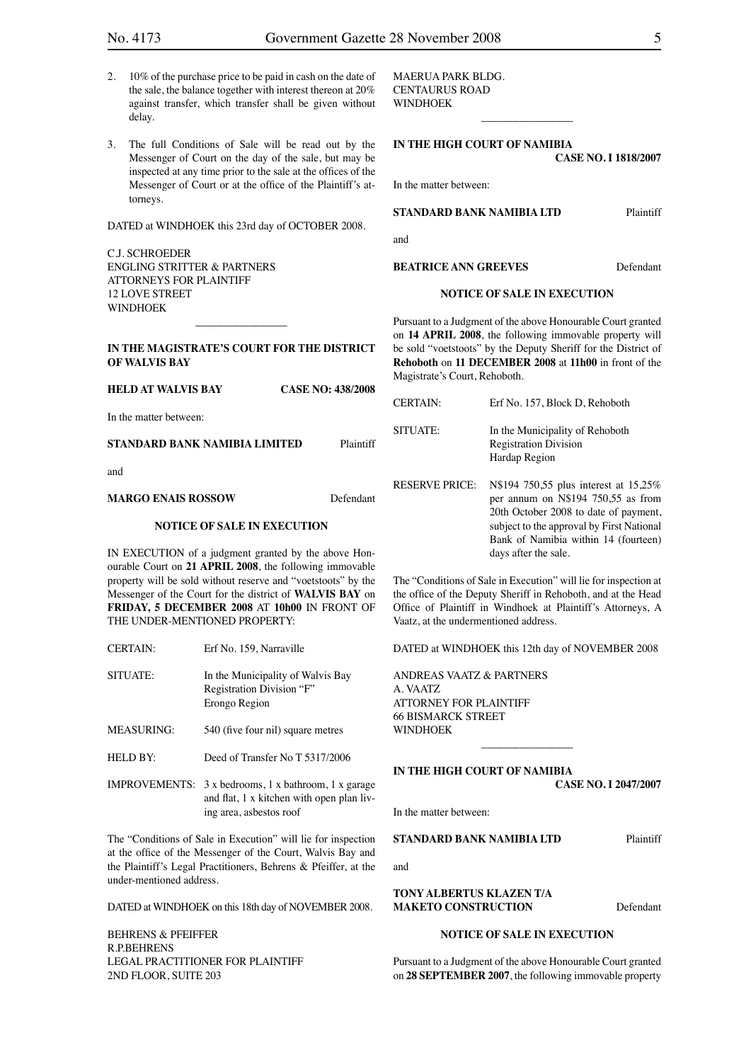2. 10% of the purchase price to be paid in cash on the date of the sale, the balance together with interest thereon at 20% against transfer, which transfer shall be given without delay.

3. The full Conditions of Sale will be read out by the Messenger of Court on the day of the sale, but may be inspected at any time prior to the sale at the offices of the Messenger of Court or at the office of the Plaintiff's attorneys.

DATED at WINDHOEK this 23rd day of OCTOBER 2008.

C.J. SCHROEDER
ENGLING STRITTER & PARTNERS
ATTORNEYS FOR PLAINTIFF
12 LOVE STREET
WINDHOEK

---

**IN THE MAGISTRATE'S COURT FOR THE DISTRICT OF WALVIS BAY**

**HELD AT WALVIS BAY** **CASE NO: 438/2008**

In the matter between:

**STANDARD BANK NAMIBIA LIMITED** Plaintiff

and

**MARGO ENAIS ROSSOW** Defendant

**NOTICE OF SALE IN EXECUTION**

IN EXECUTION of a judgment granted by the above Honourable Court on **21 APRIL 2008**, the following immovable property will be sold without reserve and "voetstoots" by the Messenger of the Court for the district of **WALVIS BAY** on **FRIDAY, 5 DECEMBER 2008** AT **10h00** IN FRONT OF THE UNDER-MENTIONED PROPERTY:

| | |
|---|---|
| CERTAIN: | Erf No. 159, Narraville |
| SITUATE: | In the Municipality of Walvis Bay Registration Division "F" Erongo Region |
| MEASURING: | 540 (five four nil) square metres |
| HELD BY: | Deed of Transfer No T 5317/2006 |
| IMPROVEMENTS: | 3 x bedrooms, 1 x bathroom, 1 x garage and flat, 1 x kitchen with open plan living area, asbestos roof |

The "Conditions of Sale in Execution" will lie for inspection at the office of the Messenger of the Court, Walvis Bay and the Plaintiff's Legal Practitioners, Behrens & Pfeiffer, at the under-mentioned address.

DATED at WINDHOEK on this 18th day of NOVEMBER 2008.

BEHRENS & PFEIFFER
R.P.BEHRENS
LEGAL PRACTITIONER FOR PLAINTIFF
2ND FLOOR, SUITE 203
MAERUA PARK BLDG.
CENTAURUS ROAD
WINDHOEK

---

**IN THE HIGH COURT OF NAMIBIA**
**CASE NO. I 1818/2007**

In the matter between:

**STANDARD BANK NAMIBIA LTD** Plaintiff

and

**BEATRICE ANN GREEVES** Defendant

**NOTICE OF SALE IN EXECUTION**

Pursuant to a Judgment of the above Honourable Court granted on **14 APRIL 2008**, the following immovable property will be sold "voetstoots" by the Deputy Sheriff for the District of **Rehoboth** on **11 DECEMBER 2008** at **11h00** in front of the Magistrate's Court, Rehoboth.

| | |
|---|---|
| CERTAIN: | Erf No. 157, Block D, Rehoboth |
| SITUATE: | In the Municipality of Rehoboth Registration Division Hardap Region |
| RESERVE PRICE: | N$194 750,55 plus interest at 15,25% per annum on N$194 750,55 as from 20th October 2008 to date of payment, subject to the approval by First National Bank of Namibia within 14 (fourteen) days after the sale. |

The "Conditions of Sale in Execution" will lie for inspection at the office of the Deputy Sheriff in Rehoboth, and at the Head Office of Plaintiff in Windhoek at Plaintiff's Attorneys, A Vaatz, at the undermentioned address.

DATED at WINDHOEK this 12th day of NOVEMBER 2008

ANDREAS VAATZ & PARTNERS
A. VAATZ
ATTORNEY FOR PLAINTIFF
66 BISMARCK STREET
WINDHOEK

---

**IN THE HIGH COURT OF NAMIBIA**
**CASE NO. I 2047/2007**

In the matter between:

**STANDARD BANK NAMIBIA LTD** Plaintiff

and

**TONY ALBERTUS KLAZEN T/A MAKETO CONSTRUCTION** Defendant

**NOTICE OF SALE IN EXECUTION**

Pursuant to a Judgment of the above Honourable Court granted on **28 SEPTEMBER 2007**, the following immovable property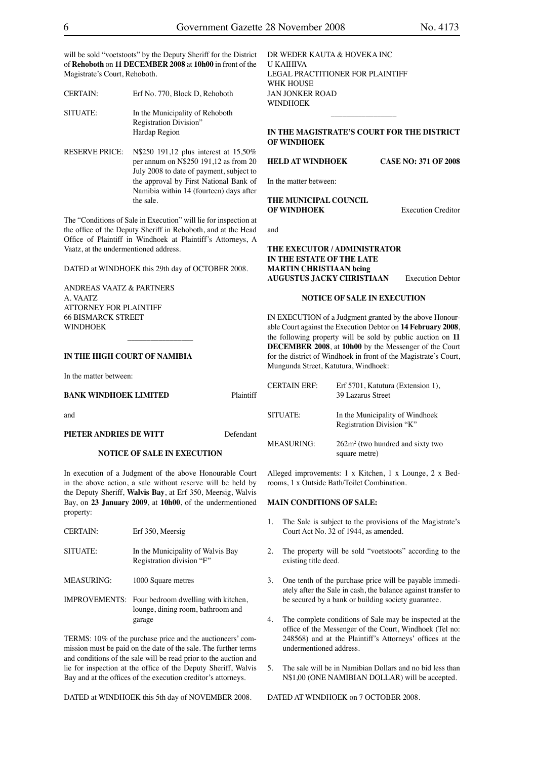will be sold "voetstoots" by the Deputy Sheriff for the District of **Rehoboth** on **11 DECEMBER 2008** at **10h00** in front of the Magistrate's Court, Rehoboth.

| | |
|---|---|
| CERTAIN: | Erf No. 770, Block D, Rehoboth |
| SITUATE: | In the Municipality of Rehoboth Registration Division" Hardap Region |
| RESERVE PRICE: | N$250 191,12 plus interest at 15,50% per annum on N$250 191,12 as from 20 July 2008 to date of payment, subject to the approval by First National Bank of Namibia within 14 (fourteen) days after the sale. |

The "Conditions of Sale in Execution" will lie for inspection at the office of the Deputy Sheriff in Rehoboth, and at the Head Office of Plaintiff in Windhoek at Plaintiff's Attorneys, A Vaatz, at the undermentioned address.

DATED at WINDHOEK this 29th day of OCTOBER 2008.

ANDREAS VAATZ & PARTNERS
A. VAATZ
ATTORNEY FOR PLAINTIFF
66 BISMARCK STREET
WINDHOEK

---

**IN THE HIGH COURT OF NAMIBIA**

In the matter between:

**BANK WINDHOEK LIMITED** Plaintiff

and

**PIETER ANDRIES DE WITT** Defendant

**NOTICE OF SALE IN EXECUTION**

In execution of a Judgment of the above Honourable Court in the above action, a sale without reserve will be held by the Deputy Sheriff, **Walvis Bay**, at Erf 350, Meersig, Walvis Bay, on **23 January 2009**, at **10h00**, of the undermentioned property:

| | |
|---|---|
| CERTAIN: | Erf 350, Meersig |
| SITUATE: | In the Municipality of Walvis Bay Registration division "F" |
| MEASURING: | 1000 Square metres |
| IMPROVEMENTS: | Four bedroom dwelling with kitchen, lounge, dining room, bathroom and garage |

TERMS: 10% of the purchase price and the auctioneers' commission must be paid on the date of the sale. The further terms and conditions of the sale will be read prior to the auction and lie for inspection at the office of the Deputy Sheriff, Walvis Bay and at the offices of the execution creditor's attorneys.

DATED at WINDHOEK this 5th day of NOVEMBER 2008.

DR WEDER KAUTA & HOVEKA INC
U KAIHIVA
LEGAL PRACTITIONER FOR PLAINTIFF
WHK HOUSE
JAN JONKER ROAD
WINDHOEK

---

**IN THE MAGISTRATE'S COURT FOR THE DISTRICT OF WINDHOEK**

**HELD AT WINDHOEK** **CASE NO: 371 OF 2008**

In the matter between:

**THE MUNICIPAL COUNCIL OF WINDHOEK** Execution Creditor

and

**THE EXECUTOR / ADMINISTRATOR IN THE ESTATE OF THE LATE MARTIN CHRISTIAAN being AUGUSTUS JACKY CHRISTIAAN** Execution Debtor

**NOTICE OF SALE IN EXECUTION**

IN EXECUTION of a Judgment granted by the above Honourable Court against the Execution Debtor on **14 February 2008**, the following property will be sold by public auction on **11 DECEMBER 2008**, at **10h00** by the Messenger of the Court for the district of Windhoek in front of the Magistrate's Court, Mungunda Street, Katutura, Windhoek:

| | |
|---|---|
| CERTAIN ERF: | Erf 5701, Katutura (Extension 1), 39 Lazarus Street |
| SITUATE: | In the Municipality of Windhoek Registration Division "K" |
| MEASURING: | 262m² (two hundred and sixty two square metre) |

Alleged improvements: 1 x Kitchen, 1 x Lounge, 2 x Bedrooms, 1 x Outside Bath/Toilet Combination.

**MAIN CONDITIONS OF SALE:**

1. The Sale is subject to the provisions of the Magistrate's Court Act No. 32 of 1944, as amended.
2. The property will be sold "voetstoots" according to the existing title deed.
3. One tenth of the purchase price will be payable immediately after the Sale in cash, the balance against transfer to be secured by a bank or building society guarantee.
4. The complete conditions of Sale may be inspected at the office of the Messenger of the Court, Windhoek (Tel no: 248568) and at the Plaintiff's Attorneys' offices at the undermentioned address.
5. The sale will be in Namibian Dollars and no bid less than N$1,00 (ONE NAMIBIAN DOLLAR) will be accepted.

DATED AT WINDHOEK on 7 OCTOBER 2008.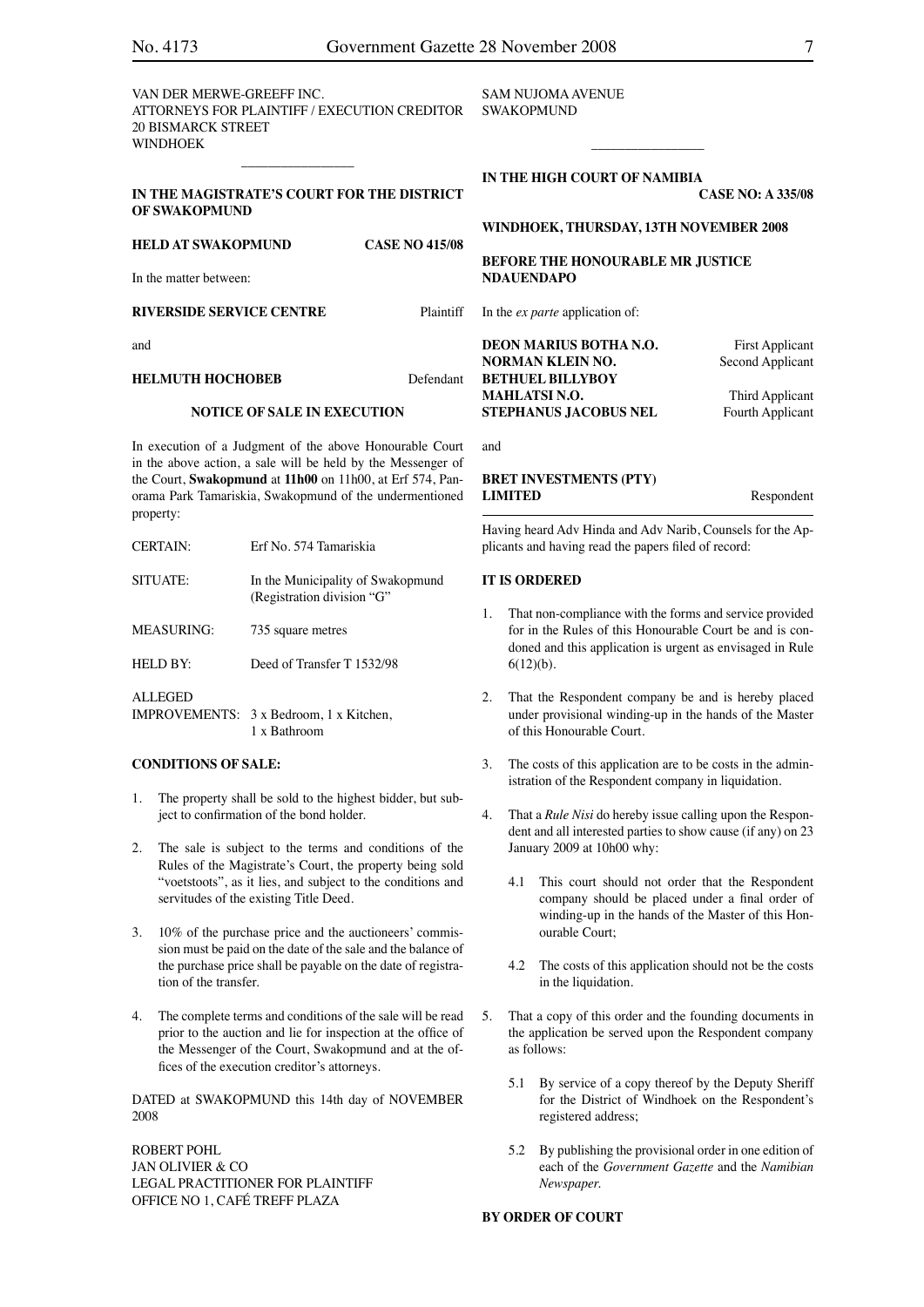VAN DER MERWE-GREEFF INC.
ATTORNEYS FOR PLAINTIFF / EXECUTION CREDITOR
20 BISMARCK STREET
WINDHOEK

---

**IN THE MAGISTRATE'S COURT FOR THE DISTRICT OF SWAKOPMUND**

**HELD AT SWAKOPMUND** **CASE NO 415/08**

In the matter between:

**RIVERSIDE SERVICE CENTRE** Plaintiff

and

**HELMUTH HOCHOBEB** Defendant

**NOTICE OF SALE IN EXECUTION**

In execution of a Judgment of the above Honourable Court in the above action, a sale will be held by the Messenger of the Court, **Swakopmund** at **11h00** on 11h00, at Erf 574, Panorama Park Tamariskia, Swakopmund of the undermentioned property:

| | |
|---|---|
| CERTAIN: | Erf No. 574 Tamariskia |
| SITUATE: | In the Municipality of Swakopmund (Registration division "G" |
| MEASURING: | 735 square metres |
| HELD BY: | Deed of Transfer T 1532/98 |
| ALLEGED IMPROVEMENTS: | 3 x Bedroom, 1 x Kitchen, 1 x Bathroom |

**CONDITIONS OF SALE:**

1. The property shall be sold to the highest bidder, but subject to confirmation of the bond holder.
2. The sale is subject to the terms and conditions of the Rules of the Magistrate's Court, the property being sold "voetstoots", as it lies, and subject to the conditions and servitudes of the existing Title Deed.
3. 10% of the purchase price and the auctioneers' commission must be paid on the date of the sale and the balance of the purchase price shall be payable on the date of registration of the transfer.
4. The complete terms and conditions of the sale will be read prior to the auction and lie for inspection at the office of the Messenger of the Court, Swakopmund and at the offices of the execution creditor's attorneys.

DATED at SWAKOPMUND this 14th day of NOVEMBER 2008

ROBERT POHL
JAN OLIVIER & CO
LEGAL PRACTITIONER FOR PLAINTIFF
OFFICE NO 1, CAFÉ TREFF PLAZA
SAM NUJOMA AVENUE
SWAKOPMUND

---

**IN THE HIGH COURT OF NAMIBIA**
**CASE NO: A 335/08**

**WINDHOEK, THURSDAY, 13TH NOVEMBER 2008**

**BEFORE THE HONOURABLE MR JUSTICE NDAUENDAPO**

In the *ex parte* application of:

| | |
|---|---|
| **DEON MARIUS BOTHA N.O.** | First Applicant |
| **NORMAN KLEIN NO.** | Second Applicant |
| **BETHUEL BILLYBOY MAHLATSI N.O.** | Third Applicant |
| **STEPHANUS JACOBUS NEL** | Fourth Applicant |

and

**BRET INVESTMENTS (PTY) LIMITED** Respondent

Having heard Adv Hinda and Adv Narib, Counsels for the Applicants and having read the papers filed of record:

**IT IS ORDERED**

1. That non-compliance with the forms and service provided for in the Rules of this Honourable Court be and is condoned and this application is urgent as envisaged in Rule 6(12)(b).
2. That the Respondent company be and is hereby placed under provisional winding-up in the hands of the Master of this Honourable Court.
3. The costs of this application are to be costs in the administration of the Respondent company in liquidation.
4. That a *Rule Nisi* do hereby issue calling upon the Respondent and all interested parties to show cause (if any) on 23 January 2009 at 10h00 why:
   4.1 This court should not order that the Respondent company should be placed under a final order of winding-up in the hands of the Master of this Honourable Court;
   4.2 The costs of this application should not be the costs in the liquidation.
5. That a copy of this order and the founding documents in the application be served upon the Respondent company as follows:
   5.1 By service of a copy thereof by the Deputy Sheriff for the District of Windhoek on the Respondent's registered address;
   5.2 By publishing the provisional order in one edition of each of the *Government Gazette* and the *Namibian Newspaper.*

**BY ORDER OF COURT**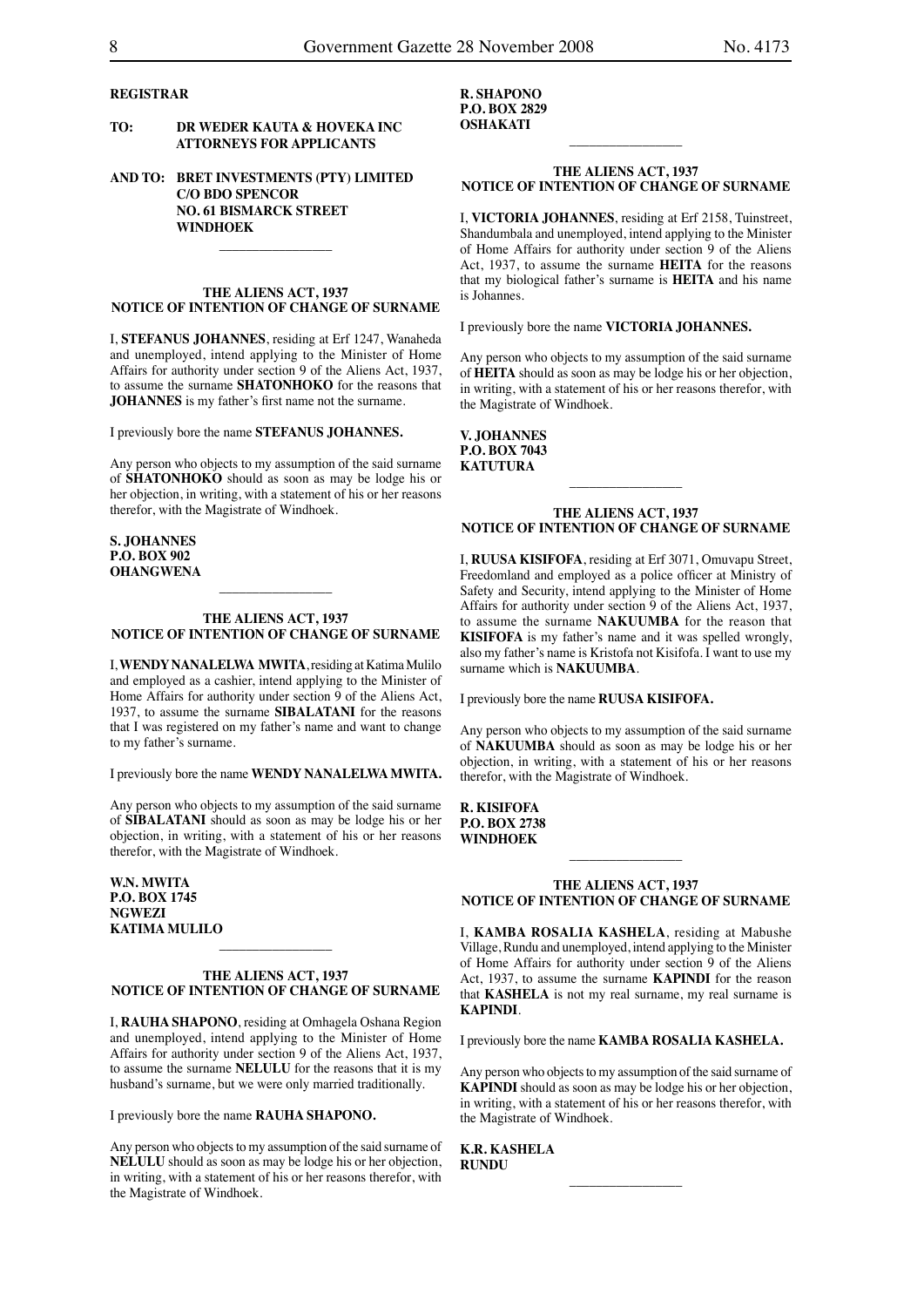**REGISTRAR**

**TO: DR WEDER KAUTA & HOVEKA INC**
**ATTORNEYS FOR APPLICANTS**

**AND TO: BRET INVESTMENTS (PTY) LIMITED**
**C/O BDO SPENCOR**
**NO. 61 BISMARCK STREET**
**WINDHOEK**

---

**THE ALIENS ACT, 1937**
**NOTICE OF INTENTION OF CHANGE OF SURNAME**

I, **STEFANUS JOHANNES**, residing at Erf 1247, Wanaheda and unemployed, intend applying to the Minister of Home Affairs for authority under section 9 of the Aliens Act, 1937, to assume the surname **SHATONHOKO** for the reasons that **JOHANNES** is my father's first name not the surname.

I previously bore the name **STEFANUS JOHANNES.**

Any person who objects to my assumption of the said surname of **SHATONHOKO** should as soon as may be lodge his or her objection, in writing, with a statement of his or her reasons therefor, with the Magistrate of Windhoek.

**S. JOHANNES**
**P.O. BOX 902**
**OHANGWENA**

---

**THE ALIENS ACT, 1937**
**NOTICE OF INTENTION OF CHANGE OF SURNAME**

I, **WENDY NANALELWA MWITA**, residing at Katima Mulilo and employed as a cashier, intend applying to the Minister of Home Affairs for authority under section 9 of the Aliens Act, 1937, to assume the surname **SIBALATANI** for the reasons that I was registered on my father's name and want to change to my father's surname.

I previously bore the name **WENDY NANALELWA MWITA.**

Any person who objects to my assumption of the said surname of **SIBALATANI** should as soon as may be lodge his or her objection, in writing, with a statement of his or her reasons therefor, with the Magistrate of Windhoek.

**W.N. MWITA**
**P.O. BOX 1745**
**NGWEZI**
**KATIMA MULILO**

---

**THE ALIENS ACT, 1937**
**NOTICE OF INTENTION OF CHANGE OF SURNAME**

I, **RAUHA SHAPONO**, residing at Omhagela Oshana Region and unemployed, intend applying to the Minister of Home Affairs for authority under section 9 of the Aliens Act, 1937, to assume the surname **NELULU** for the reasons that it is my husband's surname, but we were only married traditionally.

I previously bore the name **RAUHA SHAPONO.**

Any person who objects to my assumption of the said surname of **NELULU** should as soon as may be lodge his or her objection, in writing, with a statement of his or her reasons therefor, with the Magistrate of Windhoek.

**R. SHAPONO**
**P.O. BOX 2829**
**OSHAKATI**

---

**THE ALIENS ACT, 1937**
**NOTICE OF INTENTION OF CHANGE OF SURNAME**

I, **VICTORIA JOHANNES**, residing at Erf 2158, Tuinstreet, Shandumbala and unemployed, intend applying to the Minister of Home Affairs for authority under section 9 of the Aliens Act, 1937, to assume the surname **HEITA** for the reasons that my biological father's surname is **HEITA** and his name is Johannes.

I previously bore the name **VICTORIA JOHANNES.**

Any person who objects to my assumption of the said surname of **HEITA** should as soon as may be lodge his or her objection, in writing, with a statement of his or her reasons therefor, with the Magistrate of Windhoek.

**V. JOHANNES**
**P.O. BOX 7043**
**KATUTURA**

---

**THE ALIENS ACT, 1937**
**NOTICE OF INTENTION OF CHANGE OF SURNAME**

I, **RUUSA KISIFOFA**, residing at Erf 3071, Omuvapu Street, Freedomland and employed as a police officer at Ministry of Safety and Security, intend applying to the Minister of Home Affairs for authority under section 9 of the Aliens Act, 1937, to assume the surname **NAKUUMBA** for the reason that **KISIFOFA** is my father's name and it was spelled wrongly, also my father's name is Kristofa not Kisifofa. I want to use my surname which is **NAKUUMBA**.

I previously bore the name **RUUSA KISIFOFA.**

Any person who objects to my assumption of the said surname of **NAKUUMBA** should as soon as may be lodge his or her objection, in writing, with a statement of his or her reasons therefor, with the Magistrate of Windhoek.

**R. KISIFOFA**
**P.O. BOX 2738**
**WINDHOEK**

---

**THE ALIENS ACT, 1937**
**NOTICE OF INTENTION OF CHANGE OF SURNAME**

I, **KAMBA ROSALIA KASHELA**, residing at Mabushe Village, Rundu and unemployed, intend applying to the Minister of Home Affairs for authority under section 9 of the Aliens Act, 1937, to assume the surname **KAPINDI** for the reason that **KASHELA** is not my real surname, my real surname is **KAPINDI**.

I previously bore the name **KAMBA ROSALIA KASHELA.**

Any person who objects to my assumption of the said surname of **KAPINDI** should as soon as may be lodge his or her objection, in writing, with a statement of his or her reasons therefor, with the Magistrate of Windhoek.

**K.R. KASHELA**
**RUNDU**

---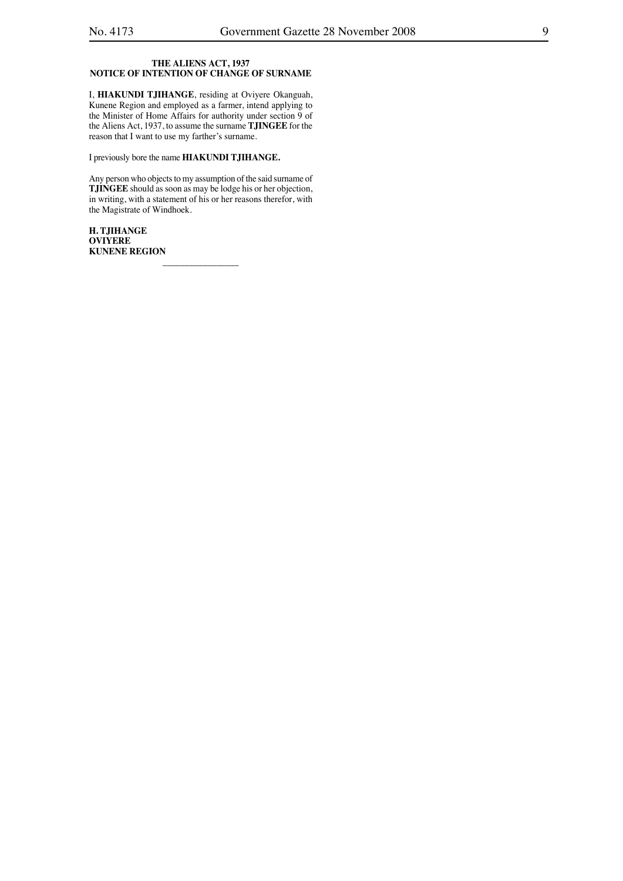**THE ALIENS ACT, 1937**
**NOTICE OF INTENTION OF CHANGE OF SURNAME**

I, **HIAKUNDI TJIHANGE**, residing at Oviyere Okanguah, Kunene Region and employed as a farmer, intend applying to the Minister of Home Affairs for authority under section 9 of the Aliens Act, 1937, to assume the surname **TJINGEE** for the reason that I want to use my farther's surname.

I previously bore the name **HIAKUNDI TJIHANGE.**

Any person who objects to my assumption of the said surname of **TJINGEE** should as soon as may be lodge his or her objection, in writing, with a statement of his or her reasons therefor, with the Magistrate of Windhoek.

**H. TJIHANGE**
**OVIYERE**
**KUNENE REGION**

---